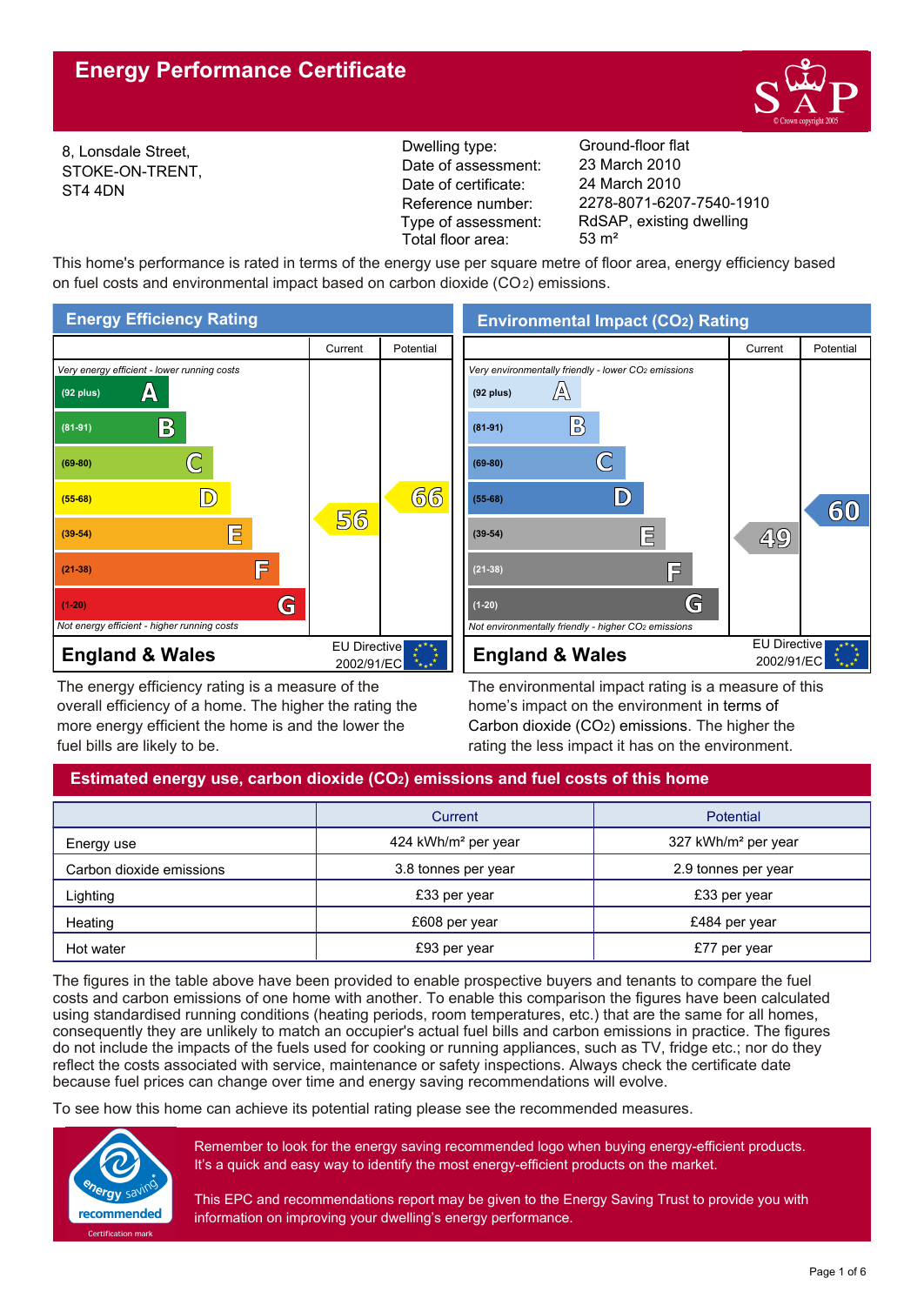# Energy Performance Certificate

8, Lonsdale Street,
STOKE-ON-TRENT,
ST4 4DN

| | |
|---|---|
| Dwelling type: | Ground-floor flat |
| Date of assessment: | 23 March 2010 |
| Date of certificate: | 24 March 2010 |
| Reference number: | 2278-8071-6207-7540-1910 |
| Type of assessment: | RdSAP, existing dwelling |
| Total floor area: | 53 m² |

This home's performance is rated in terms of the energy use per square metre of floor area, energy efficiency based on fuel costs and environmental impact based on carbon dioxide ($CO_2$) emissions.

## Energy Efficiency Rating

| | Current | Potential |
|---|---|---|
| *Very energy efficient - lower running costs* | | |
| (92 plus) A | | |
| (81-91) B | | |
| (69-80) C | | |
| (55-68) D | | 66 |
| (39-54) E | 56 | |
| (21-38) F | | |
| (1-20) G | | |
| *Not energy efficient - higher running costs* | | |
| **England & Wales** | EU Directive 2002/91/EC | |

The energy efficiency rating is a measure of the overall efficiency of a home. The higher the rating the more energy efficient the home is and the lower the fuel bills are likely to be.

## Environmental Impact ($CO_2$) Rating

| | Current | Potential |
|---|---|---|
| *Very environmentally friendly - lower $CO_2$ emissions* | | |
| (92 plus) A | | |
| (81-91) B | | |
| (69-80) C | | |
| (55-68) D | | 60 |
| (39-54) E | 49 | |
| (21-38) F | | |
| (1-20) G | | |
| *Not environmentally friendly - higher $CO_2$ emissions* | | |
| **England & Wales** | EU Directive 2002/91/EC | |

The environmental impact rating is a measure of this home's impact on the environment in terms of Carbon dioxide ($CO_2$) emissions. The higher the rating the less impact it has on the environment.

## Estimated energy use, carbon dioxide ($CO_2$) emissions and fuel costs of this home

| | Current | Potential |
|---|---|---|
| Energy use | 424 kWh/m² per year | 327 kWh/m² per year |
| Carbon dioxide emissions | 3.8 tonnes per year | 2.9 tonnes per year |
| Lighting | £33 per year | £33 per year |
| Heating | £608 per year | £484 per year |
| Hot water | £93 per year | £77 per year |

The figures in the table above have been provided to enable prospective buyers and tenants to compare the fuel costs and carbon emissions of one home with another. To enable this comparison the figures have been calculated using standardised running conditions (heating periods, room temperatures, etc.) that are the same for all homes, consequently they are unlikely to match an occupier's actual fuel bills and carbon emissions in practice. The figures do not include the impacts of the fuels used for cooking or running appliances, such as TV, fridge etc.; nor do they reflect the costs associated with service, maintenance or safety inspections. Always check the certificate date because fuel prices can change over time and energy saving recommendations will evolve.

To see how this home can achieve its potential rating please see the recommended measures.

energy saving recommended
Certification mark

Remember to look for the energy saving recommended logo when buying energy-efficient products. It's a quick and easy way to identify the most energy-efficient products on the market.

This EPC and recommendations report may be given to the Energy Saving Trust to provide you with information on improving your dwelling's energy performance.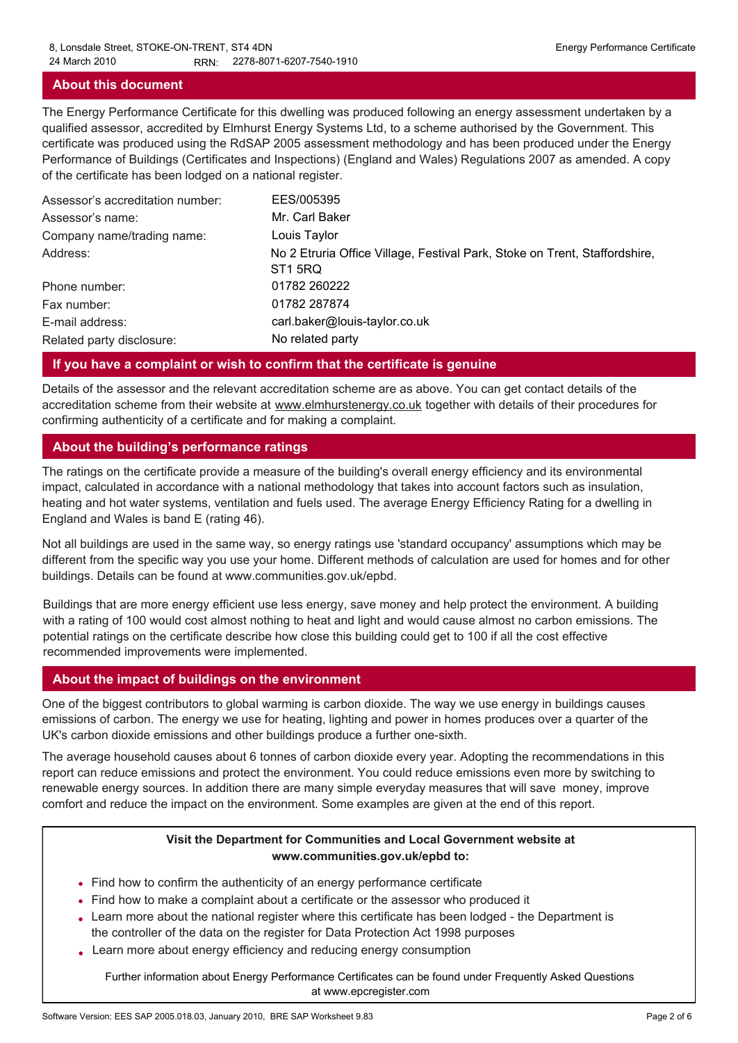## About this document

The Energy Performance Certificate for this dwelling was produced following an energy assessment undertaken by a qualified assessor, accredited by Elmhurst Energy Systems Ltd, to a scheme authorised by the Government. This certificate was produced using the RdSAP 2005 assessment methodology and has been produced under the Energy Performance of Buildings (Certificates and Inspections) (England and Wales) Regulations 2007 as amended. A copy of the certificate has been lodged on a national register.

| | |
|---|---|
| Assessor's accreditation number: | EES/005395 |
| Assessor's name: | Mr. Carl Baker |
| Company name/trading name: | Louis Taylor |
| Address: | No 2 Etruria Office Village, Festival Park, Stoke on Trent, Staffordshire, ST1 5RQ |
| Phone number: | 01782 260222 |
| Fax number: | 01782 287874 |
| E-mail address: | carl.baker@louis-taylor.co.uk |
| Related party disclosure: | No related party |

## If you have a complaint or wish to confirm that the certificate is genuine

Details of the assessor and the relevant accreditation scheme are as above. You can get contact details of the accreditation scheme from their website at www.elmhurstenergy.co.uk together with details of their procedures for confirming authenticity of a certificate and for making a complaint.

## About the building's performance ratings

The ratings on the certificate provide a measure of the building's overall energy efficiency and its environmental impact, calculated in accordance with a national methodology that takes into account factors such as insulation, heating and hot water systems, ventilation and fuels used. The average Energy Efficiency Rating for a dwelling in England and Wales is band E (rating 46).

Not all buildings are used in the same way, so energy ratings use 'standard occupancy' assumptions which may be different from the specific way you use your home. Different methods of calculation are used for homes and for other buildings. Details can be found at www.communities.gov.uk/epbd.

Buildings that are more energy efficient use less energy, save money and help protect the environment. A building with a rating of 100 would cost almost nothing to heat and light and would cause almost no carbon emissions. The potential ratings on the certificate describe how close this building could get to 100 if all the cost effective recommended improvements were implemented.

## About the impact of buildings on the environment

One of the biggest contributors to global warming is carbon dioxide. The way we use energy in buildings causes emissions of carbon. The energy we use for heating, lighting and power in homes produces over a quarter of the UK's carbon dioxide emissions and other buildings produce a further one-sixth.

The average household causes about 6 tonnes of carbon dioxide every year. Adopting the recommendations in this report can reduce emissions and protect the environment. You could reduce emissions even more by switching to renewable energy sources. In addition there are many simple everyday measures that will save money, improve comfort and reduce the impact on the environment. Some examples are given at the end of this report.

**Visit the Department for Communities and Local Government website at www.communities.gov.uk/epbd to:**

- Find how to confirm the authenticity of an energy performance certificate
- Find how to make a complaint about a certificate or the assessor who produced it
- Learn more about the national register where this certificate has been lodged - the Department is the controller of the data on the register for Data Protection Act 1998 purposes
- Learn more about energy efficiency and reducing energy consumption

Further information about Energy Performance Certificates can be found under Frequently Asked Questions at www.epcregister.com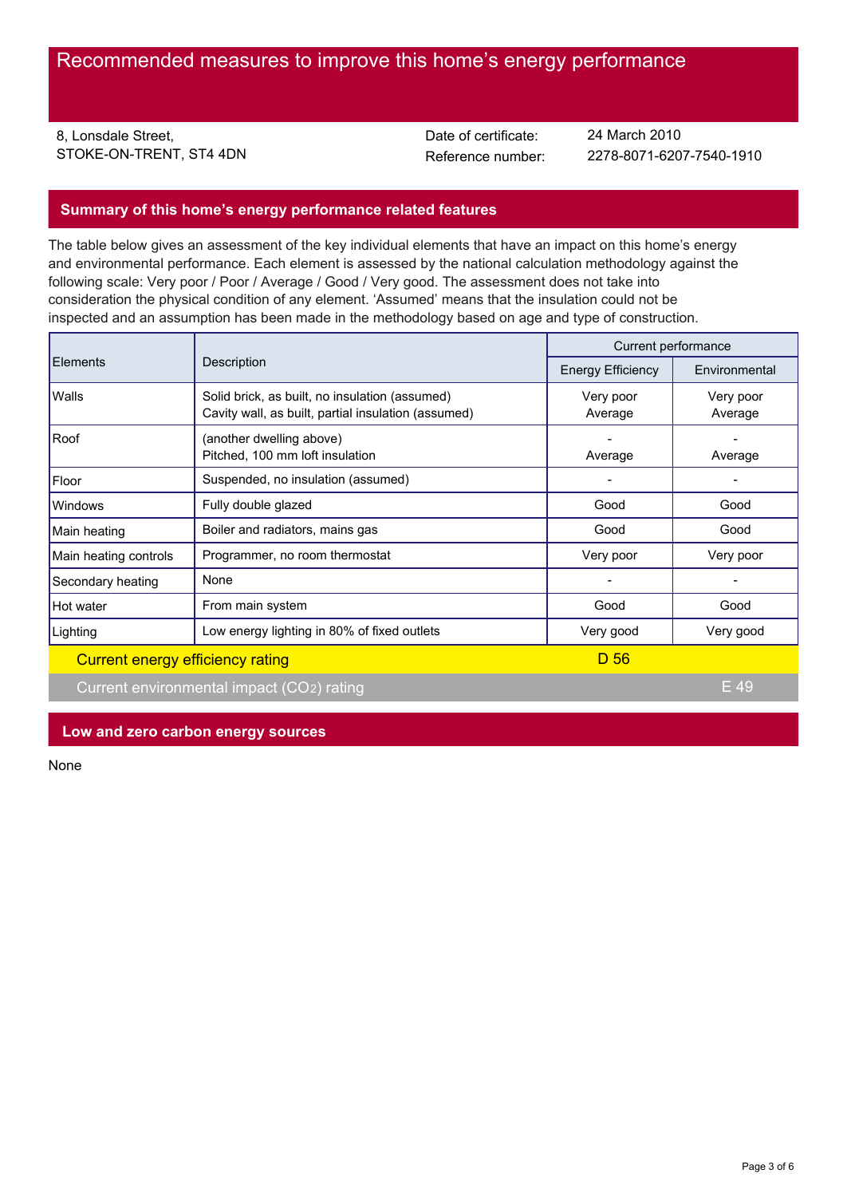# Recommended measures to improve this home's energy performance

8, Lonsdale Street,
STOKE-ON-TRENT, ST4 4DN

Date of certificate: 24 March 2010
Reference number: 2278-8071-6207-7540-1910

## Summary of this home's energy performance related features

The table below gives an assessment of the key individual elements that have an impact on this home's energy and environmental performance. Each element is assessed by the national calculation methodology against the following scale: Very poor / Poor / Average / Good / Very good. The assessment does not take into consideration the physical condition of any element. 'Assumed' means that the insulation could not be inspected and an assumption has been made in the methodology based on age and type of construction.

| Elements | Description | Current performance | |
|---|---|---|---|
| | | Energy Efficiency | Environmental |
| Walls | Solid brick, as built, no insulation (assumed)<br>Cavity wall, as built, partial insulation (assumed) | Very poor<br>Average | Very poor<br>Average |
| Roof | (another dwelling above)<br>Pitched, 100 mm loft insulation | -<br>Average | -<br>Average |
| Floor | Suspended, no insulation (assumed) | - | - |
| Windows | Fully double glazed | Good | Good |
| Main heating | Boiler and radiators, mains gas | Good | Good |
| Main heating controls | Programmer, no room thermostat | Very poor | Very poor |
| Secondary heating | None | - | - |
| Hot water | From main system | Good | Good |
| Lighting | Low energy lighting in 80% of fixed outlets | Very good | Very good |

Current energy efficiency rating: D 56

Current environmental impact ($CO_2$) rating: E 49

## Low and zero carbon energy sources

None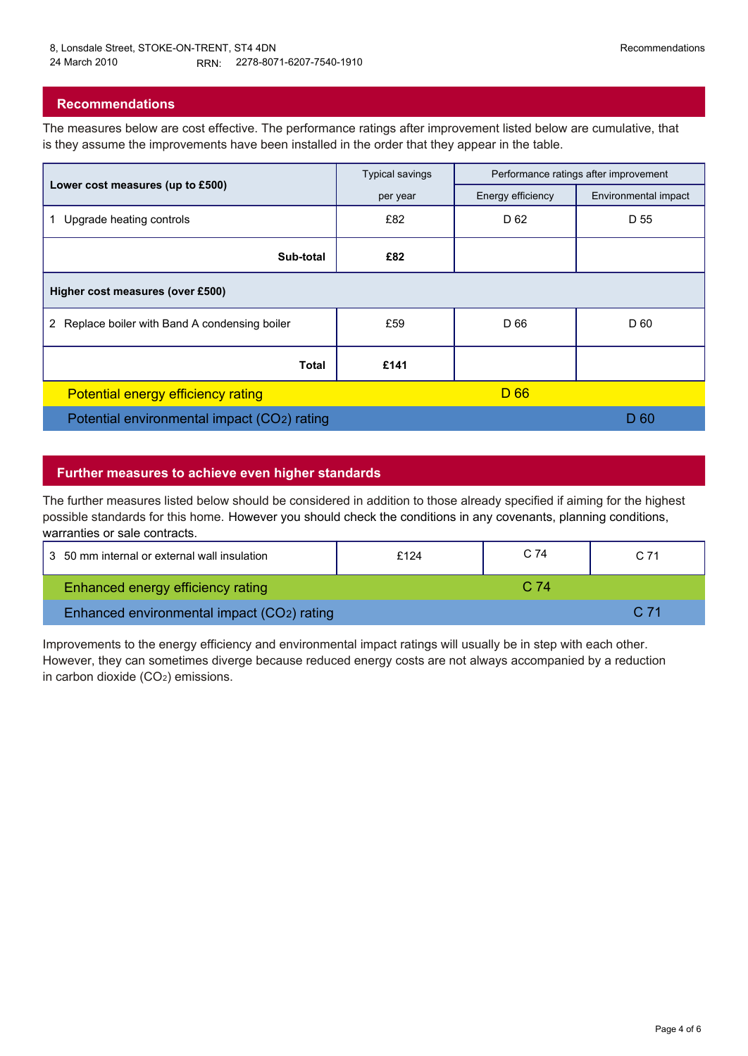## Recommendations

The measures below are cost effective. The performance ratings after improvement listed below are cumulative, that is they assume the improvements have been installed in the order that they appear in the table.

| Lower cost measures (up to £500) | Typical savings per year | Performance ratings after improvement | |
|---|---|---|---|
| | | Energy efficiency | Environmental impact |
| 1 Upgrade heating controls | £82 | D 62 | D 55 |
| **Sub-total** | **£82** | | |
| **Higher cost measures (over £500)** | | | |
| 2 Replace boiler with Band A condensing boiler | £59 | D 66 | D 60 |
| **Total** | **£141** | | |
| Potential energy efficiency rating | | D 66 | |
| Potential environmental impact ($CO_2$) rating | | | D 60 |

## Further measures to achieve even higher standards

The further measures listed below should be considered in addition to those already specified if aiming for the highest possible standards for this home. However you should check the conditions in any covenants, planning conditions, warranties or sale contracts.

| | | | |
|---|---|---|---|
| 3 50 mm internal or external wall insulation | £124 | C 74 | C 71 |
| Enhanced energy efficiency rating | | C 74 | |
| Enhanced environmental impact ($CO_2$) rating | | | C 71 |

Improvements to the energy efficiency and environmental impact ratings will usually be in step with each other. However, they can sometimes diverge because reduced energy costs are not always accompanied by a reduction in carbon dioxide ($CO_2$) emissions.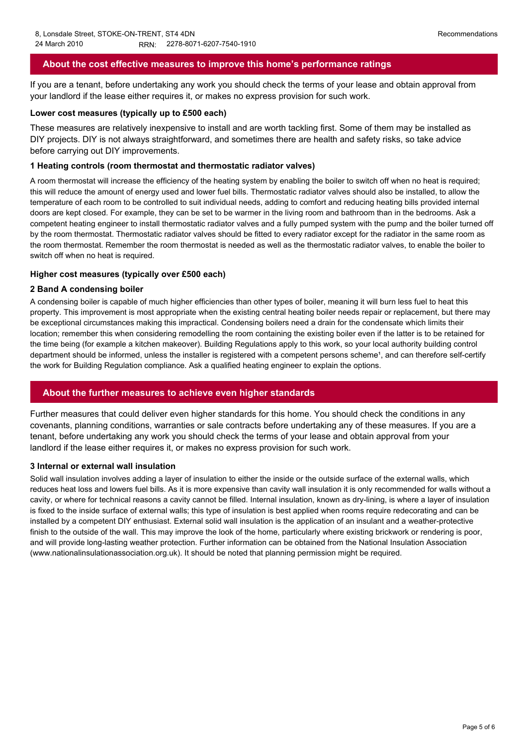## About the cost effective measures to improve this home's performance ratings

If you are a tenant, before undertaking any work you should check the terms of your lease and obtain approval from your landlord if the lease either requires it, or makes no express provision for such work.

**Lower cost measures (typically up to £500 each)**

These measures are relatively inexpensive to install and are worth tackling first. Some of them may be installed as DIY projects. DIY is not always straightforward, and sometimes there are health and safety risks, so take advice before carrying out DIY improvements.

**1 Heating controls (room thermostat and thermostatic radiator valves)**

A room thermostat will increase the efficiency of the heating system by enabling the boiler to switch off when no heat is required; this will reduce the amount of energy used and lower fuel bills. Thermostatic radiator valves should also be installed, to allow the temperature of each room to be controlled to suit individual needs, adding to comfort and reducing heating bills provided internal doors are kept closed. For example, they can be set to be warmer in the living room and bathroom than in the bedrooms. Ask a competent heating engineer to install thermostatic radiator valves and a fully pumped system with the pump and the boiler turned off by the room thermostat. Thermostatic radiator valves should be fitted to every radiator except for the radiator in the same room as the room thermostat. Remember the room thermostat is needed as well as the thermostatic radiator valves, to enable the boiler to switch off when no heat is required.

**Higher cost measures (typically over £500 each)**

**2 Band A condensing boiler**

A condensing boiler is capable of much higher efficiencies than other types of boiler, meaning it will burn less fuel to heat this property. This improvement is most appropriate when the existing central heating boiler needs repair or replacement, but there may be exceptional circumstances making this impractical. Condensing boilers need a drain for the condensate which limits their location; remember this when considering remodelling the room containing the existing boiler even if the latter is to be retained for the time being (for example a kitchen makeover). Building Regulations apply to this work, so your local authority building control department should be informed, unless the installer is registered with a competent persons scheme[1], and can therefore self-certify the work for Building Regulation compliance. Ask a qualified heating engineer to explain the options.

## About the further measures to achieve even higher standards

Further measures that could deliver even higher standards for this home. You should check the conditions in any covenants, planning conditions, warranties or sale contracts before undertaking any of these measures. If you are a tenant, before undertaking any work you should check the terms of your lease and obtain approval from your landlord if the lease either requires it, or makes no express provision for such work.

**3 Internal or external wall insulation**

Solid wall insulation involves adding a layer of insulation to either the inside or the outside surface of the external walls, which reduces heat loss and lowers fuel bills. As it is more expensive than cavity wall insulation it is only recommended for walls without a cavity, or where for technical reasons a cavity cannot be filled. Internal insulation, known as dry-lining, is where a layer of insulation is fixed to the inside surface of external walls; this type of insulation is best applied when rooms require redecorating and can be installed by a competent DIY enthusiast. External solid wall insulation is the application of an insulant and a weather-protective finish to the outside of the wall. This may improve the look of the home, particularly where existing brickwork or rendering is poor, and will provide long-lasting weather protection. Further information can be obtained from the National Insulation Association (www.nationalinsulationassociation.org.uk). It should be noted that planning permission might be required.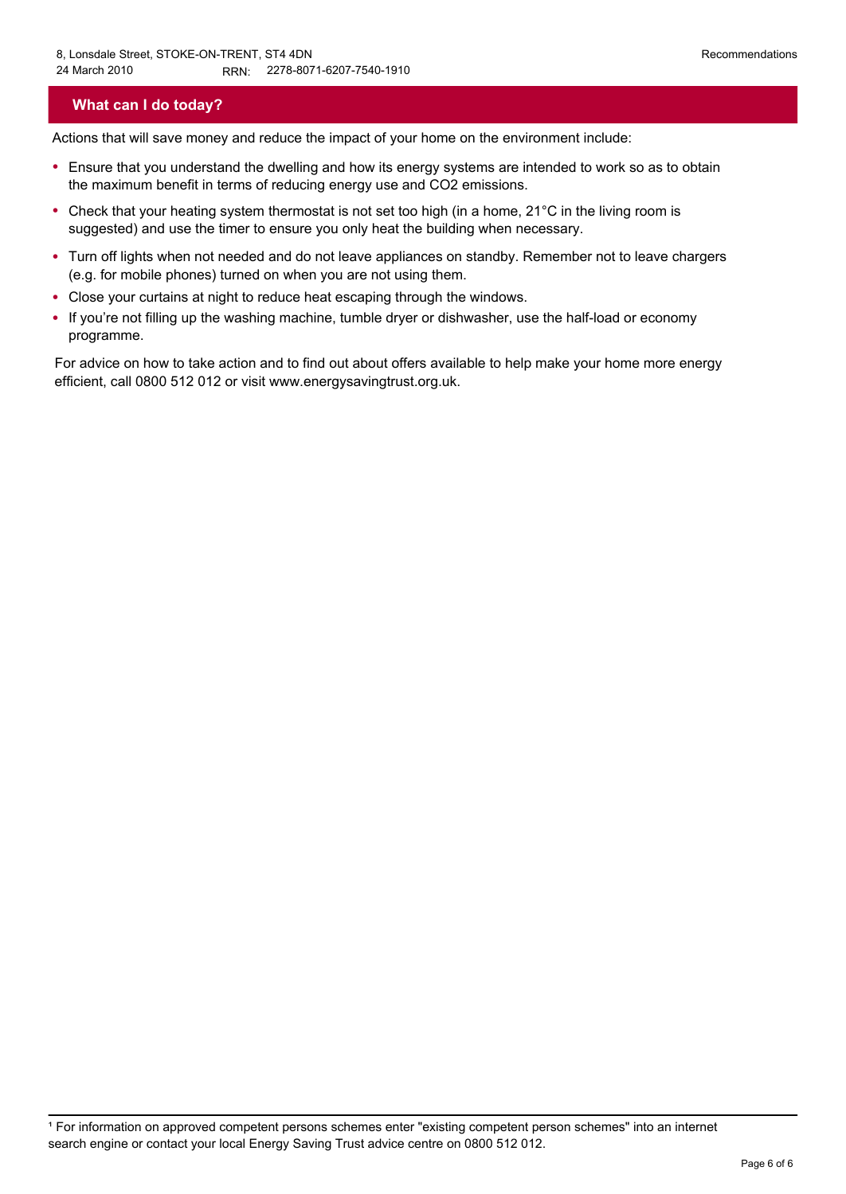## What can I do today?

Actions that will save money and reduce the impact of your home on the environment include:

- Ensure that you understand the dwelling and how its energy systems are intended to work so as to obtain the maximum benefit in terms of reducing energy use and $CO_2$ emissions.
- Check that your heating system thermostat is not set too high (in a home, 21°C in the living room is suggested) and use the timer to ensure you only heat the building when necessary.
- Turn off lights when not needed and do not leave appliances on standby. Remember not to leave chargers (e.g. for mobile phones) turned on when you are not using them.
- Close your curtains at night to reduce heat escaping through the windows.
- If you're not filling up the washing machine, tumble dryer or dishwasher, use the half-load or economy programme.

For advice on how to take action and to find out about offers available to help make your home more energy efficient, call 0800 512 012 or visit www.energysavingtrust.org.uk.

[1] For information on approved competent persons schemes enter "existing competent person schemes" into an internet search engine or contact your local Energy Saving Trust advice centre on 0800 512 012.